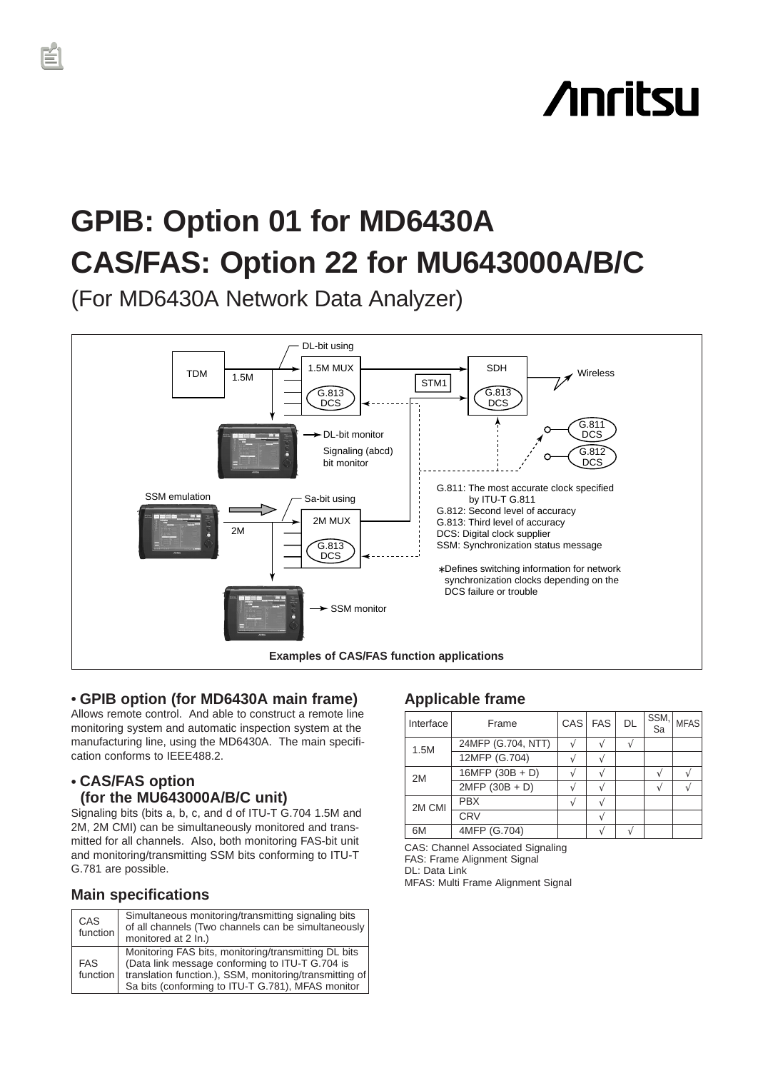# GPIB: Option 01 for MD6430A
# CAS/FAS: Option 22 for MU643000A/B/C

(For MD6430A Network Data Analyzer)

DL-bit using

TDM

1.5M

1.5M MUX

G.813 DCS

SDH

G.813 DCS

STM1

Wireless

G.811 DCS

G.812 DCS

DL-bit monitor

Signaling (abcd) bit monitor

SSM emulation

Sa-bit using

2M MUX

2M

G.813 DCS

SSM monitor

G.811: The most accurate clock specified by ITU-T G.811
G.812: Second level of accuracy
G.813: Third level of accuracy
DCS: Digital clock supplier
SSM: Synchronization status message

*Defines switching information for network synchronization clocks depending on the DCS failure or trouble

**Examples of CAS/FAS function applications**

## • GPIB option (for MD6430A main frame)

Allows remote control. And able to construct a remote line monitoring system and automatic inspection system at the manufacturing line, using the MD6430A. The main specification conforms to IEEE488.2.

## • CAS/FAS option (for the MU643000A/B/C unit)

Signaling bits (bits a, b, c, and d of ITU-T G.704 1.5M and 2M, 2M CMI) can be simultaneously monitored and transmitted for all channels. Also, both monitoring FAS-bit unit and monitoring/transmitting SSM bits conforming to ITU-T G.781 are possible.

## Main specifications

| | |
|---|---|
| CAS function | Simultaneous monitoring/transmitting signaling bits of all channels (Two channels can be simultaneously monitored at 2 In.) |
| FAS function | Monitoring FAS bits, monitoring/transmitting DL bits (Data link message conforming to ITU-T G.704 is translation function.), SSM, monitoring/transmitting of Sa bits (conforming to ITU-T G.781), MFAS monitor |

## Applicable frame

| Interface | Frame | CAS | FAS | DL | SSM, Sa | MFAS |
|---|---|---|---|---|---|---|
| 1.5M | 24MFP (G.704, NTT) | √ | √ | √ | | |
| | 12MFP (G.704) | √ | √ | | | |
| 2M | 16MFP (30B + D) | √ | √ | | √ | √ |
| | 2MFP (30B + D) | √ | √ | | √ | √ |
| 2M CMI | PBX | √ | √ | | | |
| | CRV | | √ | | | |
| 6M | 4MFP (G.704) | | √ | √ | | |

CAS: Channel Associated Signaling
FAS: Frame Alignment Signal
DL: Data Link
MFAS: Multi Frame Alignment Signal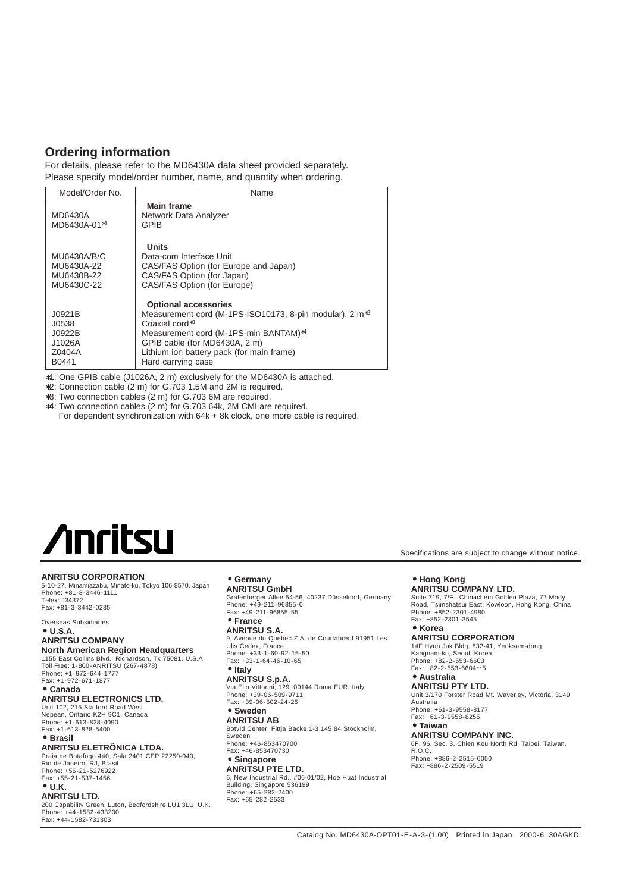## Ordering information

For details, please refer to the MD6430A data sheet provided separately.
Please specify model/order number, name, and quantity when ordering.

| Model/Order No. | Name |
|---|---|
| | **Main frame** |
| MD6430A | Network Data Analyzer |
| MD6430A-01*1 | GPIB |
| | **Units** |
| MU6430A/B/C | Data-com Interface Unit |
| MU6430A-22 | CAS/FAS Option (for Europe and Japan) |
| MU6430B-22 | CAS/FAS Option (for Japan) |
| MU6430C-22 | CAS/FAS Option (for Europe) |
| | **Optional accessories** |
| J0921B | Measurement cord (M-1PS-ISO10173, 8-pin modular), 2 m*2 |
| J0538 | Coaxial cord*3 |
| J0922B | Measurement cord (M-1PS-min BANTAM)*4 |
| J1026A | GPIB cable (for MD6430A, 2 m) |
| Z0404A | Lithium ion battery pack (for main frame) |
| B0441 | Hard carrying case |

*1: One GPIB cable (J1026A, 2 m) exclusively for the MD6430A is attached.
*2: Connection cable (2 m) for G.703 1.5M and 2M is required.
*3: Two connection cables (2 m) for G.703 6M are required.
*4: Two connection cables (2 m) for G.703 64k, 2M CMI are required.
For dependent synchronization with 64k + 8k clock, one more cable is required.

Anritsu

Specifications are subject to change without notice.

**ANRITSU CORPORATION**
5-10-27, Minamiazabu, Minato-ku, Tokyo 106-8570, Japan
Phone: +81-3-3446-1111
Telex: J34372
Fax: +81-3-3442-0235

Overseas Subsidiaries

• **U.S.A.**
**ANRITSU COMPANY**
**North American Region Headquarters**
1155 East Collins Blvd., Richardson, Tx 75081, U.S.A.
Toll Free: 1-800-ANRITSU (267-4878)
Phone: +1-972-644-1777
Fax: +1-972-671-1877

• **Canada**
**ANRITSU ELECTRONICS LTD.**
Unit 102, 215 Stafford Road West
Nepean, Ontario K2H 9C1, Canada
Phone: +1-613-828-4090
Fax: +1-613-828-5400

• **Brasil**
**ANRITSU ELETRÔNICA LTDA.**
Praia de Botafogo 440, Sala 2401 CEP 22250-040,
Rio de Janeiro, RJ, Brasil
Phone: +55-21-5276922
Fax: +55-21-537-1456

• **U.K.**
**ANRITSU LTD.**
200 Capability Green, Luton, Bedfordshire LU1 3LU, U.K.
Phone: +44-1582-433200
Fax: +44-1582-731303

• **Germany**
**ANRITSU GmbH**
Grafenberger Allee 54-56, 40237 Düsseldorf, Germany
Phone: +49-211-96855-0
Fax: +49-211-96855-55

• **France**
**ANRITSU S.A.**
9, Avenue du Québec Z.A. de Courtabœuf 91951 Les Ulis Cedex, France
Phone: +33-1-60-92-15-50
Fax: +33-1-64-46-10-65

• **Italy**
**ANRITSU S.p.A.**
Via Elio Vittorini, 129, 00144 Roma EUR, Italy
Phone: +39-06-509-9711
Fax: +39-06-502-24-25

• **Sweden**
**ANRITSU AB**
Botvid Center, Fittja Backe 1-3 145 84 Stockholm, Sweden
Phone: +46-853470700
Fax: +46-853470730

• **Singapore**
**ANRITSU PTE LTD.**
6, New Industrial Rd., #06-01/02, Hoe Huat Industrial Building, Singapore 536199
Phone: +65-282-2400
Fax: +65-282-2533

• **Hong Kong**
**ANRITSU COMPANY LTD.**
Suite 719, 7/F., Chinachem Golden Plaza, 77 Mody Road, Tsimshatsui East, Kowloon, Hong Kong, China
Phone: +852-2301-4980
Fax: +852-2301-3545

• **Korea**
**ANRITSU CORPORATION**
14F Hyun Juk Bldg. 832-41, Yeoksam-dong, Kangnam-ku, Seoul, Korea
Phone: +82-2-553-6603
Fax: +82-2-553-6604~5

• **Australia**
**ANRITSU PTY LTD.**
Unit 3/170 Forster Road Mt. Waverley, Victoria, 3149, Australia
Phone: +61-3-9558-8177
Fax: +61-3-9558-8255

• **Taiwan**
**ANRITSU COMPANY INC.**
6F, 96, Sec. 3, Chien Kou North Rd. Taipei, Taiwan, R.O.C.
Phone: +886-2-2515-6050
Fax: +886-2-2509-5519

Catalog No. MD6430A-OPT01-E-A-3-(1.00) Printed in Japan 2000-6 30AGKD